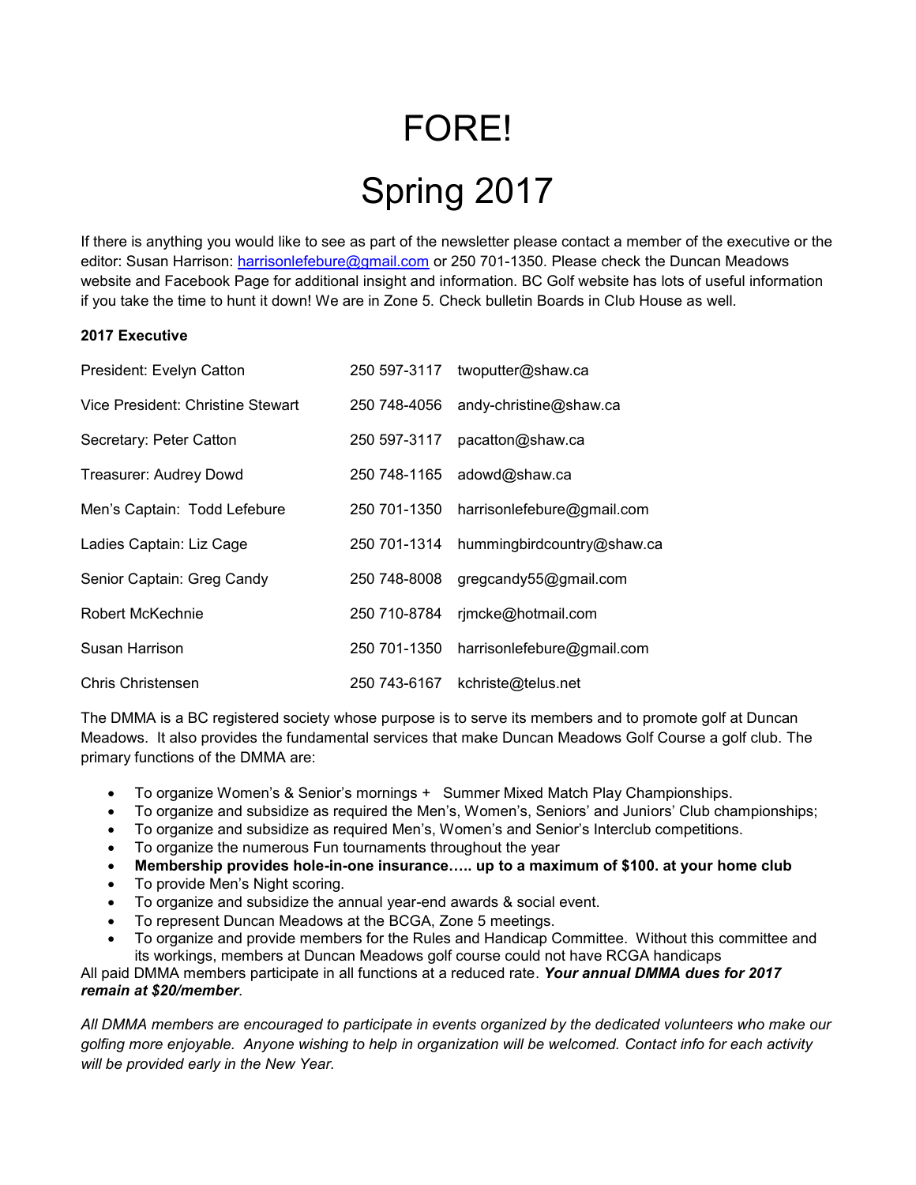# FORE!

# Spring 2017

If there is anything you would like to see as part of the newsletter please contact a member of the executive or the editor: Susan Harrison: [harrisonlefebure@gmail.com](mailto:harrisonlefebure@gmail.com) or 250 701-1350. Please check the Duncan Meadows website and Facebook Page for additional insight and information. BC Golf website has lots of useful information if you take the time to hunt it down! We are in Zone 5. Check bulletin Boards in Club House as well.

**2017 Executive**

| | | |
|---|---|---|
| President: Evelyn Catton | 250 597-3117 | twoputter@shaw.ca |
| Vice President: Christine Stewart | 250 748-4056 | andy-christine@shaw.ca |
| Secretary: Peter Catton | 250 597-3117 | pacatton@shaw.ca |
| Treasurer: Audrey Dowd | 250 748-1165 | adowd@shaw.ca |
| Men's Captain: Todd Lefebure | 250 701-1350 | harrisonlefebure@gmail.com |
| Ladies Captain: Liz Cage | 250 701-1314 | hummingbirdcountry@shaw.ca |
| Senior Captain: Greg Candy | 250 748-8008 | gregcandy55@gmail.com |
| Robert McKechnie | 250 710-8784 | rjmcke@hotmail.com |
| Susan Harrison | 250 701-1350 | harrisonlefebure@gmail.com |
| Chris Christensen | 250 743-6167 | kchriste@telus.net |

The DMMA is a BC registered society whose purpose is to serve its members and to promote golf at Duncan Meadows. It also provides the fundamental services that make Duncan Meadows Golf Course a golf club. The primary functions of the DMMA are:

- To organize Women's & Senior's mornings + Summer Mixed Match Play Championships.
- To organize and subsidize as required the Men's, Women's, Seniors' and Juniors' Club championships;
- To organize and subsidize as required Men's, Women's and Senior's Interclub competitions.
- To organize the numerous Fun tournaments throughout the year
- **Membership provides hole-in-one insurance….. up to a maximum of $100. at your home club**
- To provide Men's Night scoring.
- To organize and subsidize the annual year-end awards & social event.
- To represent Duncan Meadows at the BCGA, Zone 5 meetings.
- To organize and provide members for the Rules and Handicap Committee. Without this committee and its workings, members at Duncan Meadows golf course could not have RCGA handicaps

All paid DMMA members participate in all functions at a reduced rate. ***Your annual DMMA dues for 2017 remain at $20/member***.

*All DMMA members are encouraged to participate in events organized by the dedicated volunteers who make our golfing more enjoyable. Anyone wishing to help in organization will be welcomed. Contact info for each activity will be provided early in the New Year.*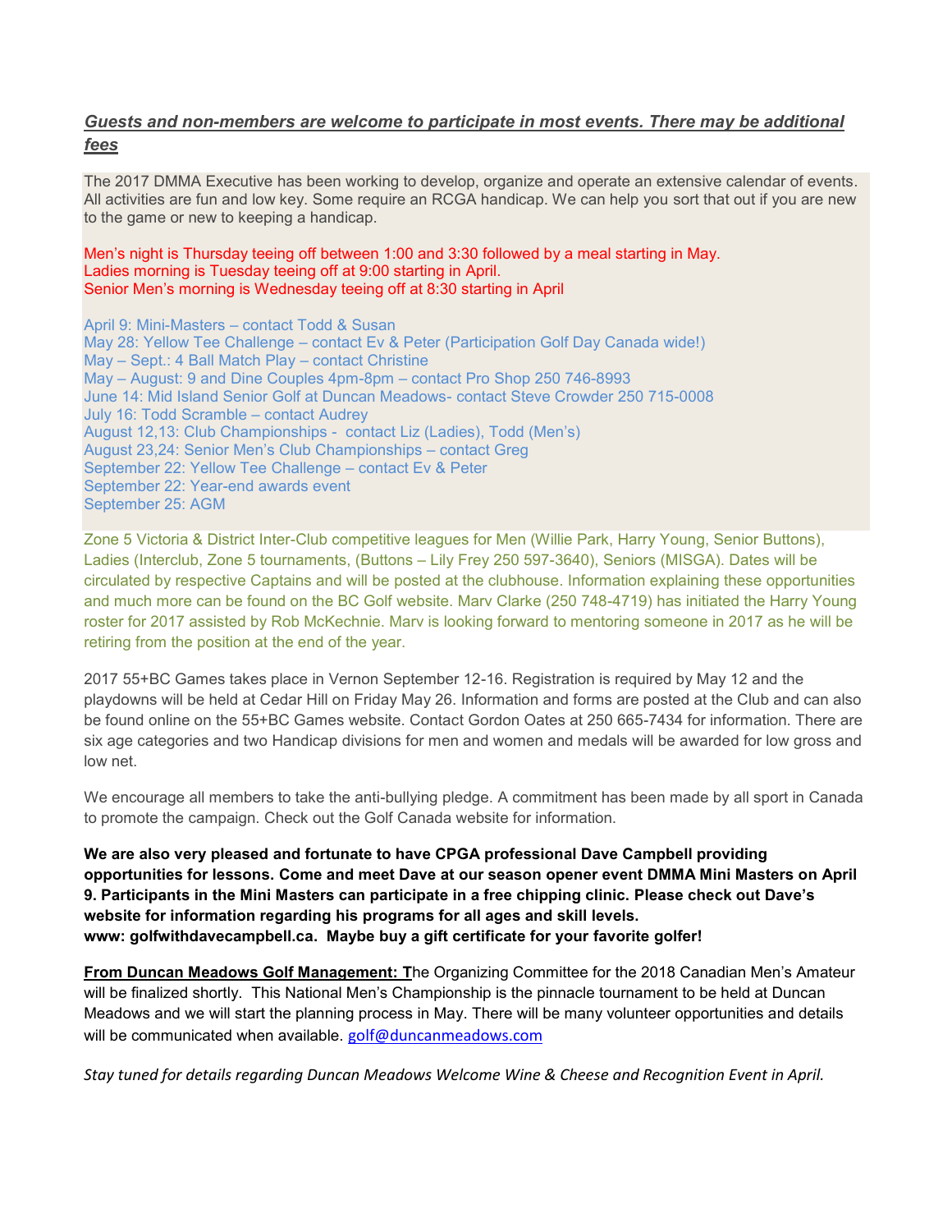***Guests and non-members are welcome to participate in most events. There may be additional fees***

The 2017 DMMA Executive has been working to develop, organize and operate an extensive calendar of events. All activities are fun and low key. Some require an RCGA handicap. We can help you sort that out if you are new to the game or new to keeping a handicap.

Men's night is Thursday teeing off between 1:00 and 3:30 followed by a meal starting in May.
Ladies morning is Tuesday teeing off at 9:00 starting in April.
Senior Men's morning is Wednesday teeing off at 8:30 starting in April

April 9: Mini-Masters – contact Todd & Susan
May 28: Yellow Tee Challenge – contact Ev & Peter (Participation Golf Day Canada wide!)
May – Sept.: 4 Ball Match Play – contact Christine
May – August: 9 and Dine Couples 4pm-8pm – contact Pro Shop 250 746-8993
June 14: Mid Island Senior Golf at Duncan Meadows- contact Steve Crowder 250 715-0008
July 16: Todd Scramble – contact Audrey
August 12,13: Club Championships - contact Liz (Ladies), Todd (Men's)
August 23,24: Senior Men's Club Championships – contact Greg
September 22: Yellow Tee Challenge – contact Ev & Peter
September 22: Year-end awards event
September 25: AGM

Zone 5 Victoria & District Inter-Club competitive leagues for Men (Willie Park, Harry Young, Senior Buttons), Ladies (Interclub, Zone 5 tournaments, (Buttons – Lily Frey 250 597-3640), Seniors (MISGA). Dates will be circulated by respective Captains and will be posted at the clubhouse. Information explaining these opportunities and much more can be found on the BC Golf website. Marv Clarke (250 748-4719) has initiated the Harry Young roster for 2017 assisted by Rob McKechnie. Marv is looking forward to mentoring someone in 2017 as he will be retiring from the position at the end of the year.

2017 55+BC Games takes place in Vernon September 12-16. Registration is required by May 12 and the playdowns will be held at Cedar Hill on Friday May 26. Information and forms are posted at the Club and can also be found online on the 55+BC Games website. Contact Gordon Oates at 250 665-7434 for information. There are six age categories and two Handicap divisions for men and women and medals will be awarded for low gross and low net.

We encourage all members to take the anti-bullying pledge. A commitment has been made by all sport in Canada to promote the campaign. Check out the Golf Canada website for information.

**We are also very pleased and fortunate to have CPGA professional Dave Campbell providing opportunities for lessons. Come and meet Dave at our season opener event DMMA Mini Masters on April 9. Participants in the Mini Masters can participate in a free chipping clinic. Please check out Dave's website for information regarding his programs for all ages and skill levels.**
**www: golfwithdavecampbell.ca. Maybe buy a gift certificate for your favorite golfer!**

**From Duncan Meadows Golf Management: T**he Organizing Committee for the 2018 Canadian Men's Amateur will be finalized shortly. This National Men's Championship is the pinnacle tournament to be held at Duncan Meadows and we will start the planning process in May. There will be many volunteer opportunities and details will be communicated when available. golf@duncanmeadows.com

*Stay tuned for details regarding Duncan Meadows Welcome Wine & Cheese and Recognition Event in April.*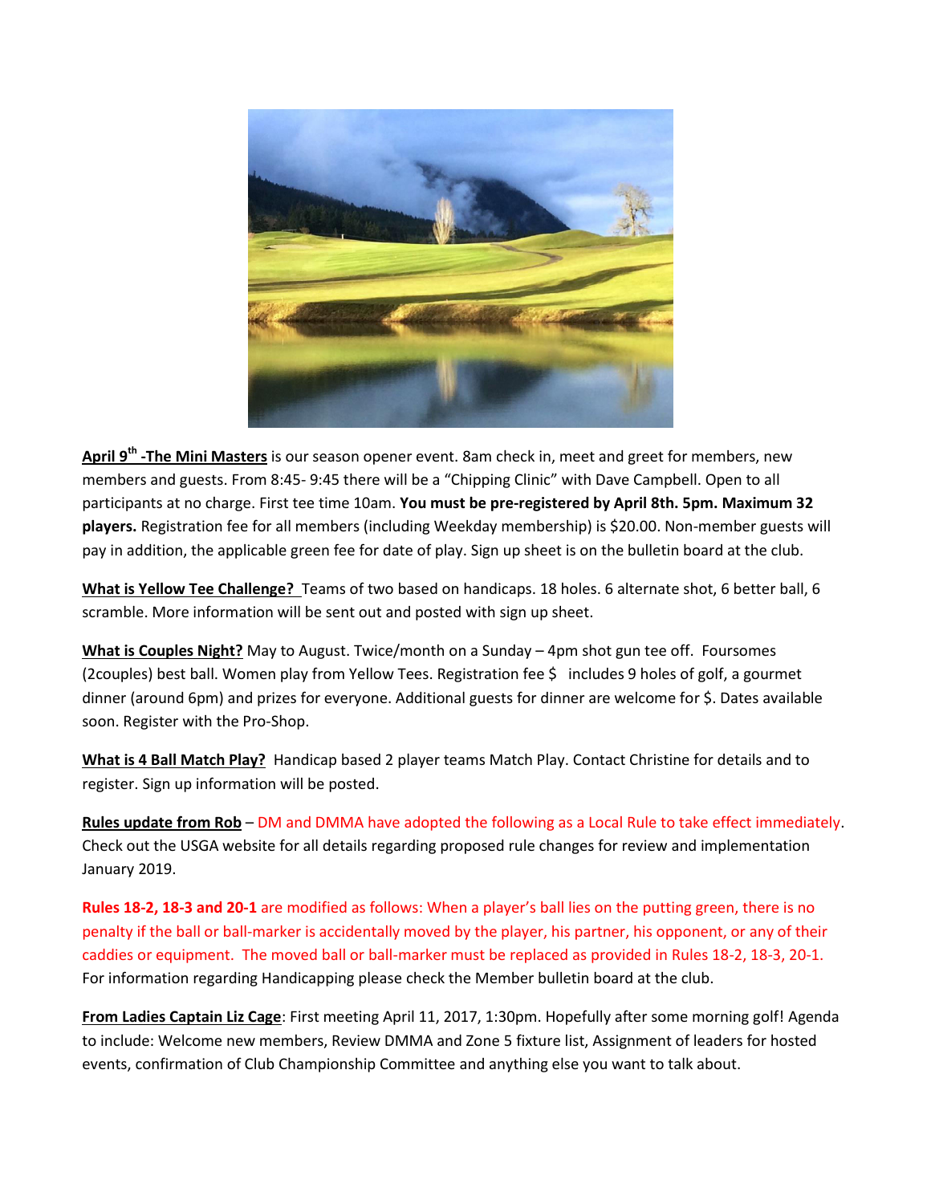**April 9th -The Mini Masters** is our season opener event. 8am check in, meet and greet for members, new members and guests. From 8:45- 9:45 there will be a "Chipping Clinic" with Dave Campbell. Open to all participants at no charge. First tee time 10am. **You must be pre-registered by April 8th. 5pm. Maximum 32 players.** Registration fee for all members (including Weekday membership) is $20.00. Non-member guests will pay in addition, the applicable green fee for date of play. Sign up sheet is on the bulletin board at the club.

**What is Yellow Tee Challenge?** Teams of two based on handicaps. 18 holes. 6 alternate shot, 6 better ball, 6 scramble. More information will be sent out and posted with sign up sheet.

**What is Couples Night?** May to August. Twice/month on a Sunday – 4pm shot gun tee off. Foursomes (2couples) best ball. Women play from Yellow Tees. Registration fee $ includes 9 holes of golf, a gourmet dinner (around 6pm) and prizes for everyone. Additional guests for dinner are welcome for $. Dates available soon. Register with the Pro-Shop.

**What is 4 Ball Match Play?** Handicap based 2 player teams Match Play. Contact Christine for details and to register. Sign up information will be posted.

**Rules update from Rob** – DM and DMMA have adopted the following as a Local Rule to take effect immediately. Check out the USGA website for all details regarding proposed rule changes for review and implementation January 2019.

**Rules 18-2, 18-3 and 20-1** are modified as follows: When a player's ball lies on the putting green, there is no penalty if the ball or ball-marker is accidentally moved by the player, his partner, his opponent, or any of their caddies or equipment. The moved ball or ball-marker must be replaced as provided in Rules 18-2, 18-3, 20-1. For information regarding Handicapping please check the Member bulletin board at the club.

**From Ladies Captain Liz Cage**: First meeting April 11, 2017, 1:30pm. Hopefully after some morning golf! Agenda to include: Welcome new members, Review DMMA and Zone 5 fixture list, Assignment of leaders for hosted events, confirmation of Club Championship Committee and anything else you want to talk about.